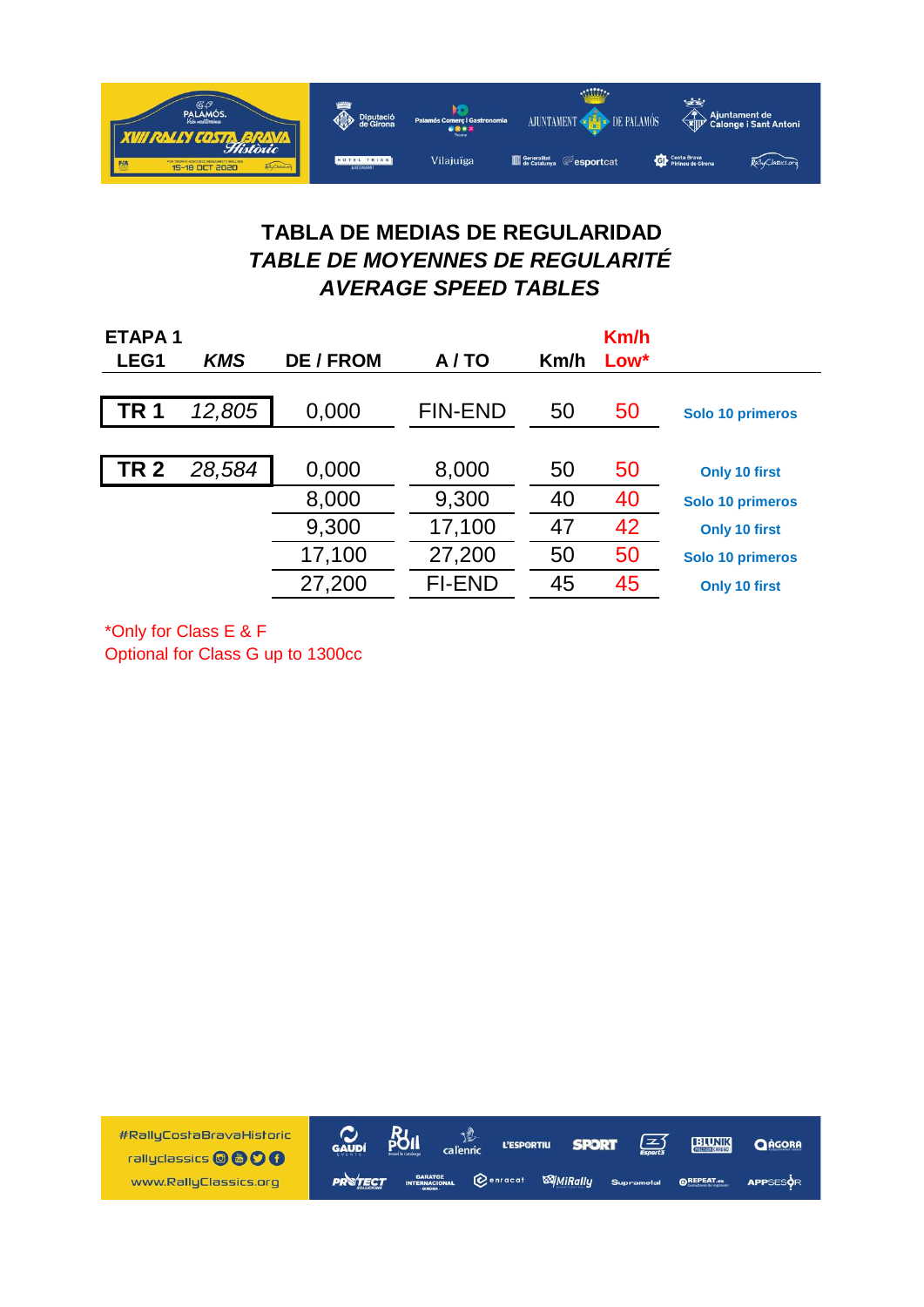# TABLA DE MEDIAS DE REGULARIDAD

## *TABLE DE MOYENNES DE REGULARITÉ*

## *AVERAGE SPEED TABLES*

| ETAPA 1 LEG1 | *KMS* | DE / FROM | A / TO | Km/h | Km/h Low* | |
|---|---|---|---|---|---|---|
| **TR 1** | *12,805* | 0,000 | FIN-END | 50 | 50 | **Solo 10 primeros** |
| **TR 2** | *28,584* | 0,000 | 8,000 | 50 | 50 | **Only 10 first** |
| | | 8,000 | 9,300 | 40 | 40 | **Solo 10 primeros** |
| | | 9,300 | 17,100 | 47 | 42 | **Only 10 first** |
| | | 17,100 | 27,200 | 50 | 50 | **Solo 10 primeros** |
| | | 27,200 | FI-END | 45 | 45 | **Only 10 first** |

*Only for Class E & F
Optional for Class G up to 1300cc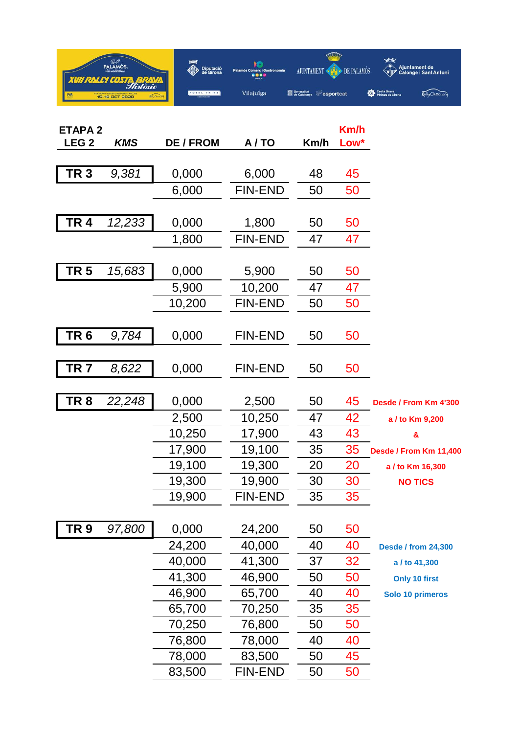| ETAPA 2 LEG 2 | *KMS* | DE / FROM | A / TO | Km/h | Km/h Low* | |
|---|---|---|---|---|---|---|
| **TR 3** | *9,381* | 0,000 | 6,000 | 48 | 45 | |
| | | 6,000 | FIN-END | 50 | 50 | |
| **TR 4** | *12,233* | 0,000 | 1,800 | 50 | 50 | |
| | | 1,800 | FIN-END | 47 | 47 | |
| **TR 5** | *15,683* | 0,000 | 5,900 | 50 | 50 | |
| | | 5,900 | 10,200 | 47 | 47 | |
| | | 10,200 | FIN-END | 50 | 50 | |
| **TR 6** | *9,784* | 0,000 | FIN-END | 50 | 50 | |
| **TR 7** | *8,622* | 0,000 | FIN-END | 50 | 50 | |
| **TR 8** | *22,248* | 0,000 | 2,500 | 50 | 45 | **Desde / From Km 4'300** |
| | | 2,500 | 10,250 | 47 | 42 | **a / to Km 9,200** |
| | | 10,250 | 17,900 | 43 | 43 | **&** |
| | | 17,900 | 19,100 | 35 | 35 | **Desde / From Km 11,400** |
| | | 19,100 | 19,300 | 20 | 20 | **a / to Km 16,300** |
| | | 19,300 | 19,900 | 30 | 30 | **NO TICS** |
| | | 19,900 | FIN-END | 35 | 35 | |
| **TR 9** | *97,800* | 0,000 | 24,200 | 50 | 50 | |
| | | 24,200 | 40,000 | 40 | 40 | **Desde / from 24,300** |
| | | 40,000 | 41,300 | 37 | 32 | **a / to 41,300** |
| | | 41,300 | 46,900 | 50 | 50 | **Only 10 first** |
| | | 46,900 | 65,700 | 40 | 40 | **Solo 10 primeros** |
| | | 65,700 | 70,250 | 35 | 35 | |
| | | 70,250 | 76,800 | 50 | 50 | |
| | | 76,800 | 78,000 | 40 | 40 | |
| | | 78,000 | 83,500 | 50 | 45 | |
| | | 83,500 | FIN-END | 50 | 50 | |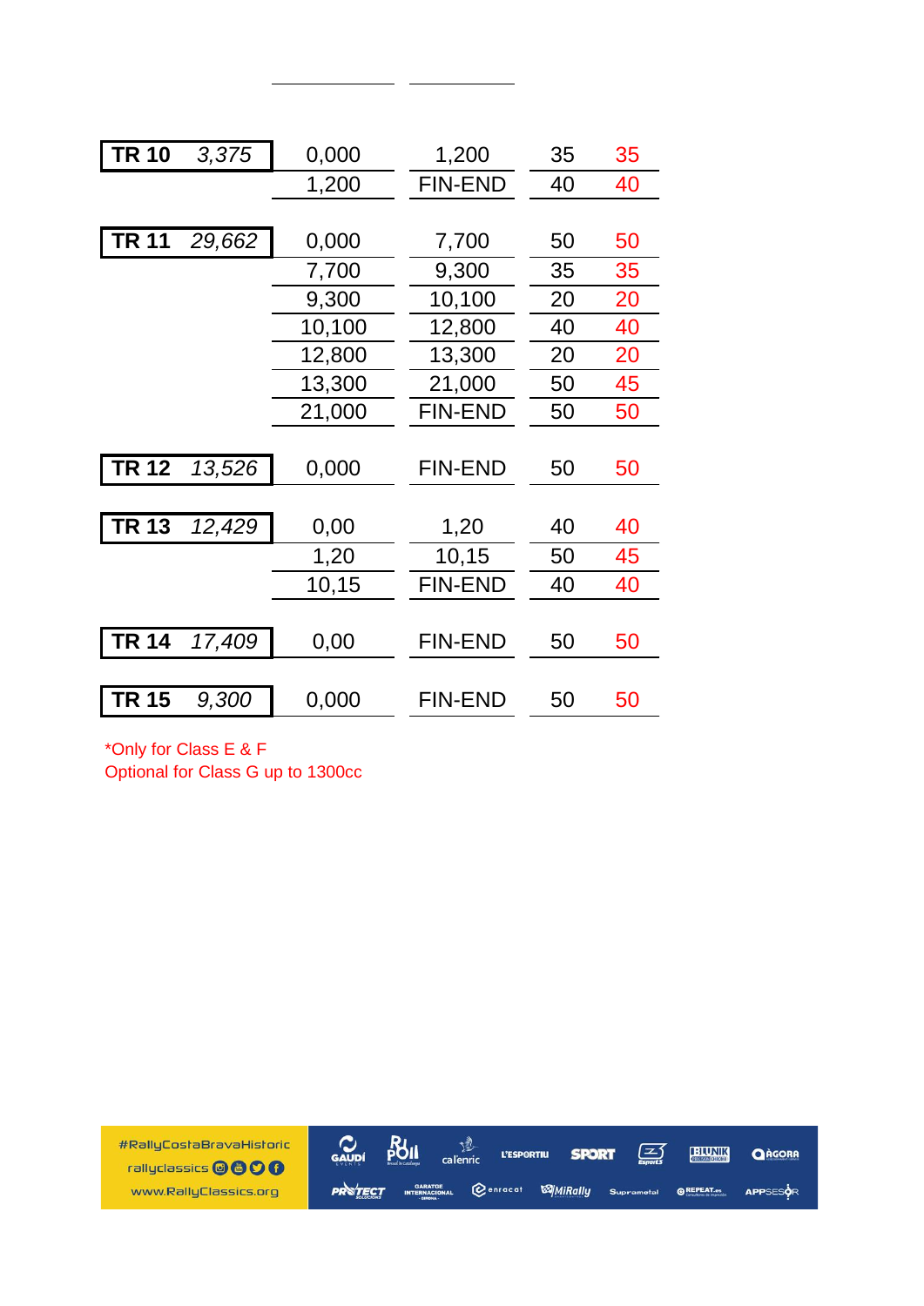| TR | Distance | From | To | Speed | Speed* |
|---|---|---|---|---|---|
| **TR 10** | *3,375* | 0,000 | 1,200 | 35 | 35 |
| | | 1,200 | FIN-END | 40 | 40 |
| **TR 11** | *29,662* | 0,000 | 7,700 | 50 | 50 |
| | | 7,700 | 9,300 | 35 | 35 |
| | | 9,300 | 10,100 | 20 | 20 |
| | | 10,100 | 12,800 | 40 | 40 |
| | | 12,800 | 13,300 | 20 | 20 |
| | | 13,300 | 21,000 | 50 | 45 |
| | | 21,000 | FIN-END | 50 | 50 |
| **TR 12** | *13,526* | 0,000 | FIN-END | 50 | 50 |
| **TR 13** | *12,429* | 0,00 | 1,20 | 40 | 40 |
| | | 1,20 | 10,15 | 50 | 45 |
| | | 10,15 | FIN-END | 40 | 40 |
| **TR 14** | *17,409* | 0,00 | FIN-END | 50 | 50 |
| **TR 15** | *9,300* | 0,000 | FIN-END | 50 | 50 |

*Only for Class E & F
Optional for Class G up to 1300cc

#RallyCostaBravaHistoric
rallyclassics
www.RallyClassics.org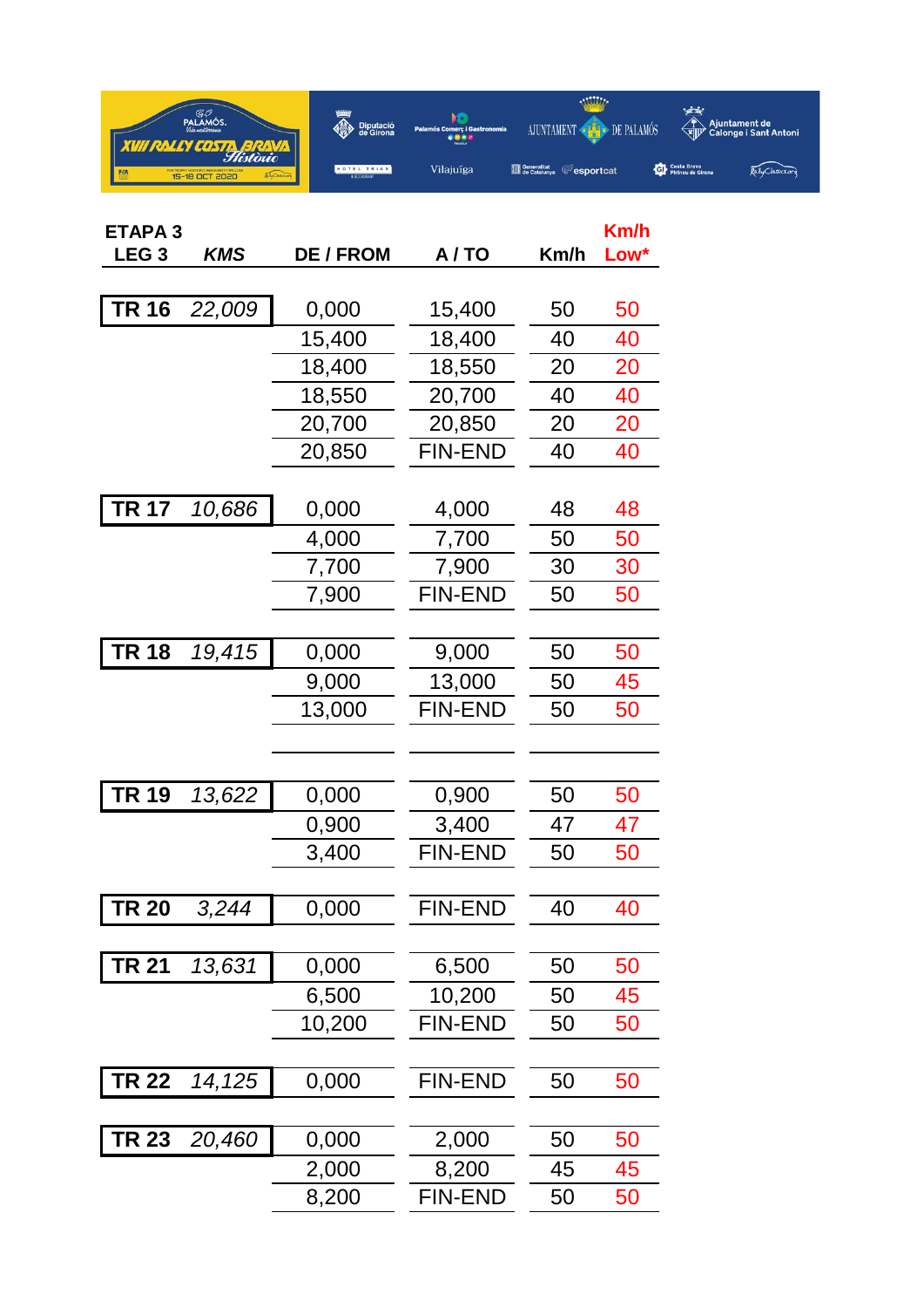| ETAPA 3 LEG 3 | *KMS* | DE / FROM | A / TO | Km/h | Km/h Low* |
|---|---|---|---|---|---|
| **TR 16** | *22,009* | 0,000 | 15,400 | 50 | 50 |
| | | 15,400 | 18,400 | 40 | 40 |
| | | 18,400 | 18,550 | 20 | 20 |
| | | 18,550 | 20,700 | 40 | 40 |
| | | 20,700 | 20,850 | 20 | 20 |
| | | 20,850 | FIN-END | 40 | 40 |
| **TR 17** | *10,686* | 0,000 | 4,000 | 48 | 48 |
| | | 4,000 | 7,700 | 50 | 50 |
| | | 7,700 | 7,900 | 30 | 30 |
| | | 7,900 | FIN-END | 50 | 50 |
| **TR 18** | *19,415* | 0,000 | 9,000 | 50 | 50 |
| | | 9,000 | 13,000 | 50 | 45 |
| | | 13,000 | FIN-END | 50 | 50 |
| **TR 19** | *13,622* | 0,000 | 0,900 | 50 | 50 |
| | | 0,900 | 3,400 | 47 | 47 |
| | | 3,400 | FIN-END | 50 | 50 |
| **TR 20** | *3,244* | 0,000 | FIN-END | 40 | 40 |
| **TR 21** | *13,631* | 0,000 | 6,500 | 50 | 50 |
| | | 6,500 | 10,200 | 50 | 45 |
| | | 10,200 | FIN-END | 50 | 50 |
| **TR 22** | *14,125* | 0,000 | FIN-END | 50 | 50 |
| **TR 23** | *20,460* | 0,000 | 2,000 | 50 | 50 |
| | | 2,000 | 8,200 | 45 | 45 |
| | | 8,200 | FIN-END | 50 | 50 |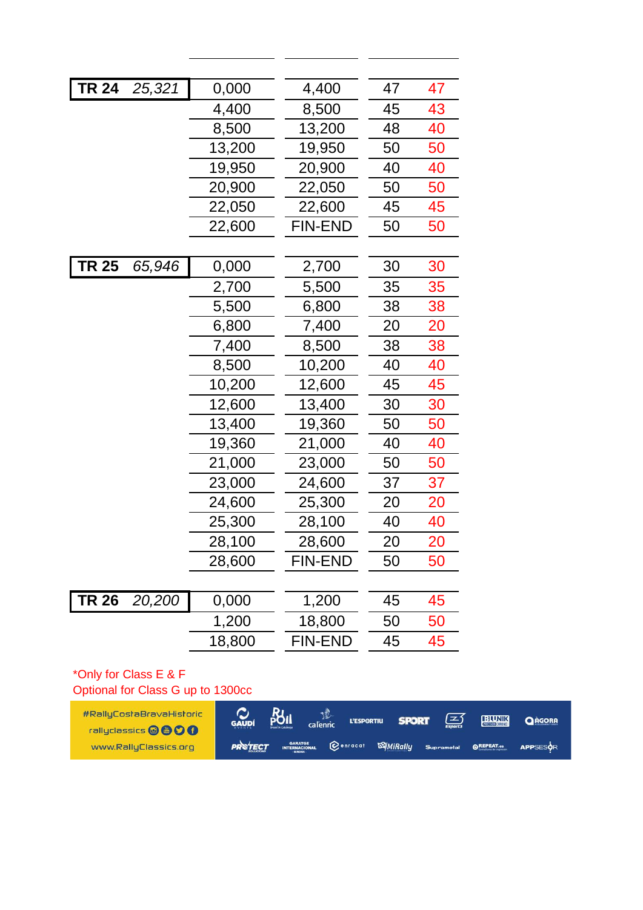| | | | | | |
|---|---|---|---|---|---|
| **TR 24** | *25,321* | 0,000 | 4,400 | 47 | 47 |
| | | 4,400 | 8,500 | 45 | 43 |
| | | 8,500 | 13,200 | 48 | 40 |
| | | 13,200 | 19,950 | 50 | 50 |
| | | 19,950 | 20,900 | 40 | 40 |
| | | 20,900 | 22,050 | 50 | 50 |
| | | 22,050 | 22,600 | 45 | 45 |
| | | 22,600 | FIN-END | 50 | 50 |
| **TR 25** | *65,946* | 0,000 | 2,700 | 30 | 30 |
| | | 2,700 | 5,500 | 35 | 35 |
| | | 5,500 | 6,800 | 38 | 38 |
| | | 6,800 | 7,400 | 20 | 20 |
| | | 7,400 | 8,500 | 38 | 38 |
| | | 8,500 | 10,200 | 40 | 40 |
| | | 10,200 | 12,600 | 45 | 45 |
| | | 12,600 | 13,400 | 30 | 30 |
| | | 13,400 | 19,360 | 50 | 50 |
| | | 19,360 | 21,000 | 40 | 40 |
| | | 21,000 | 23,000 | 50 | 50 |
| | | 23,000 | 24,600 | 37 | 37 |
| | | 24,600 | 25,300 | 20 | 20 |
| | | 25,300 | 28,100 | 40 | 40 |
| | | 28,100 | 28,600 | 20 | 20 |
| | | 28,600 | FIN-END | 50 | 50 |
| **TR 26** | *20,200* | 0,000 | 1,200 | 45 | 45 |
| | | 1,200 | 18,800 | 50 | 50 |
| | | 18,800 | FIN-END | 45 | 45 |

*Only for Class E & F
Optional for Class G up to 1300cc

#RallyCostaBravaHistoric
rallyclassics
www.RallyClassics.org